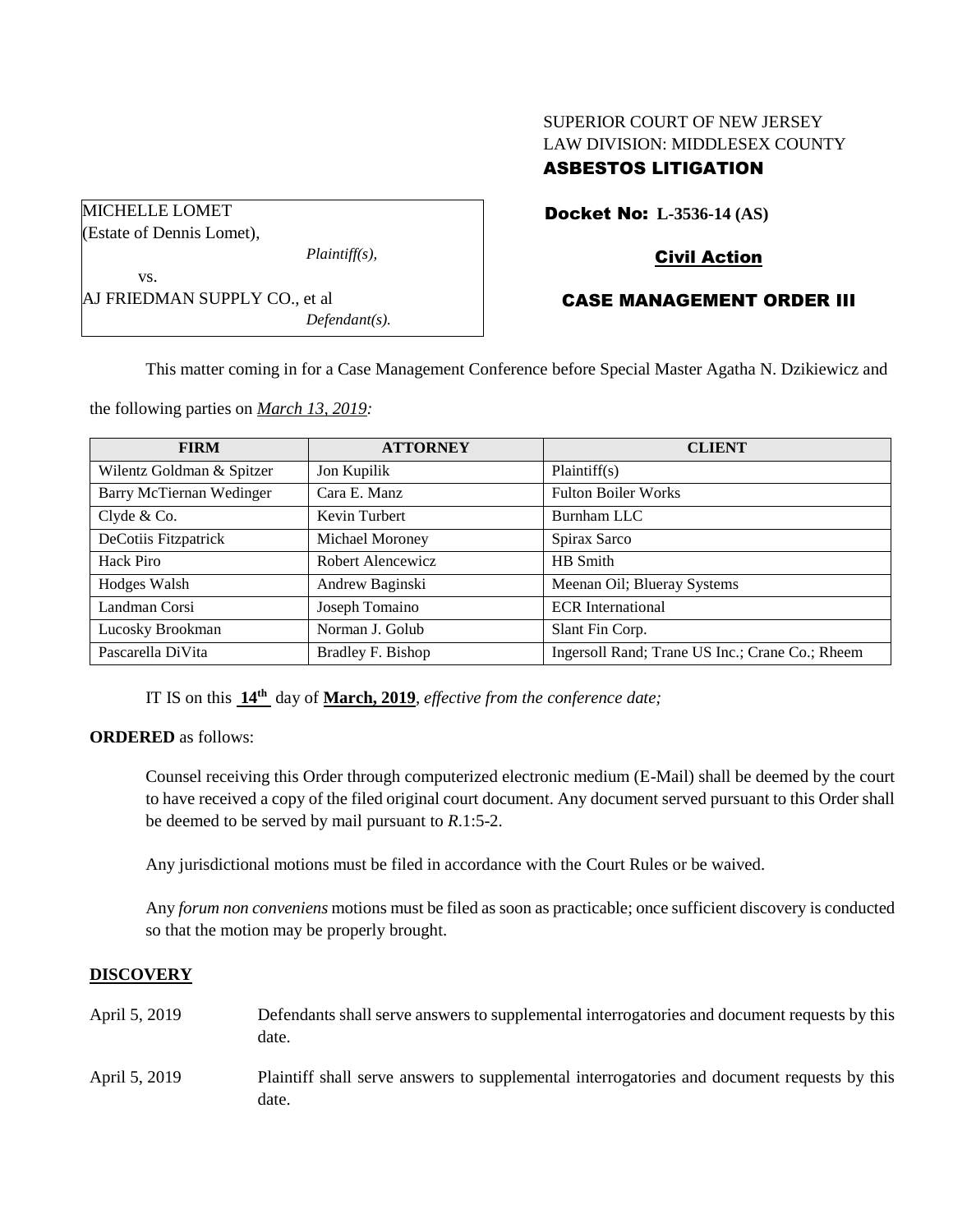SUPERIOR COURT OF NEW JERSEY
LAW DIVISION: MIDDLESEX COUNTY
**ASBESTOS LITIGATION**

MICHELLE LOMET
(Estate of Dennis Lomet),
*Plaintiff(s),*
vs.
AJ FRIEDMAN SUPPLY CO., et al
*Defendant(s).*

**Docket No: L-3536-14 (AS)**

**Civil Action**

**CASE MANAGEMENT ORDER III**

This matter coming in for a Case Management Conference before Special Master Agatha N. Dzikiewicz and the following parties on *March 13, 2019:*

| FIRM | ATTORNEY | CLIENT |
|---|---|---|
| Wilentz Goldman & Spitzer | Jon Kupilik | Plaintiff(s) |
| Barry McTiernan Wedinger | Cara E. Manz | Fulton Boiler Works |
| Clyde & Co. | Kevin Turbert | Burnham LLC |
| DeCotiis Fitzpatrick | Michael Moroney | Spirax Sarco |
| Hack Piro | Robert Alencewicz | HB Smith |
| Hodges Walsh | Andrew Baginski | Meenan Oil; Blueray Systems |
| Landman Corsi | Joseph Tomaino | ECR International |
| Lucosky Brookman | Norman J. Golub | Slant Fin Corp. |
| Pascarella DiVita | Bradley F. Bishop | Ingersoll Rand; Trane US Inc.; Crane Co.; Rheem |

IT IS on this **14th** day of **March, 2019**, *effective from the conference date;*

**ORDERED** as follows:

Counsel receiving this Order through computerized electronic medium (E-Mail) shall be deemed by the court to have received a copy of the filed original court document. Any document served pursuant to this Order shall be deemed to be served by mail pursuant to *R*.1:5-2.

Any jurisdictional motions must be filed in accordance with the Court Rules or be waived.

Any *forum non conveniens* motions must be filed as soon as practicable; once sufficient discovery is conducted so that the motion may be properly brought.

## DISCOVERY

April 5, 2019 Defendants shall serve answers to supplemental interrogatories and document requests by this date.

April 5, 2019 Plaintiff shall serve answers to supplemental interrogatories and document requests by this date.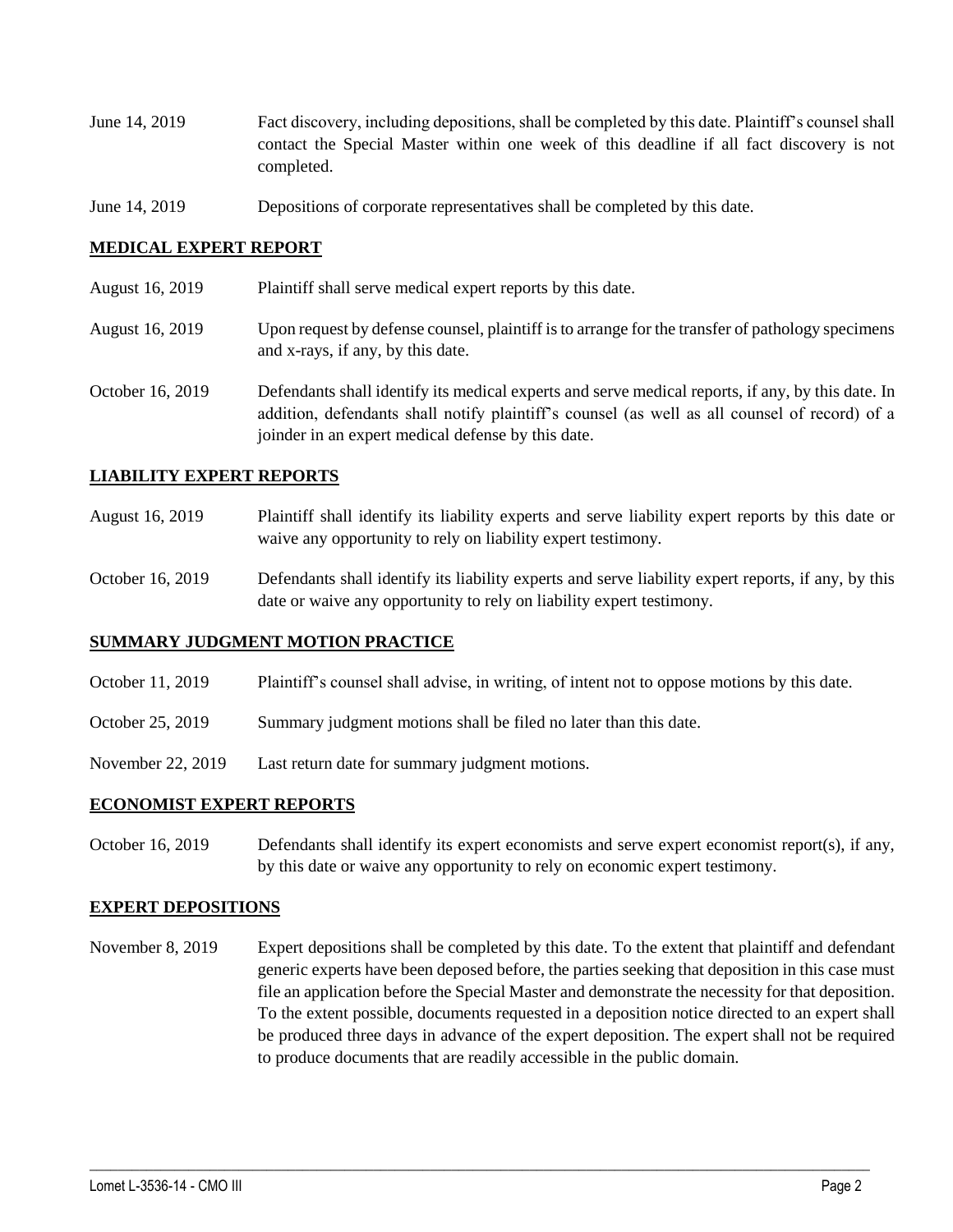June 14, 2019 Fact discovery, including depositions, shall be completed by this date. Plaintiff's counsel shall contact the Special Master within one week of this deadline if all fact discovery is not completed.

June 14, 2019 Depositions of corporate representatives shall be completed by this date.

## MEDICAL EXPERT REPORT

August 16, 2019 Plaintiff shall serve medical expert reports by this date.

August 16, 2019 Upon request by defense counsel, plaintiff is to arrange for the transfer of pathology specimens and x-rays, if any, by this date.

October 16, 2019 Defendants shall identify its medical experts and serve medical reports, if any, by this date. In addition, defendants shall notify plaintiff's counsel (as well as all counsel of record) of a joinder in an expert medical defense by this date.

## LIABILITY EXPERT REPORTS

August 16, 2019 Plaintiff shall identify its liability experts and serve liability expert reports by this date or waive any opportunity to rely on liability expert testimony.

October 16, 2019 Defendants shall identify its liability experts and serve liability expert reports, if any, by this date or waive any opportunity to rely on liability expert testimony.

## SUMMARY JUDGMENT MOTION PRACTICE

October 11, 2019 Plaintiff's counsel shall advise, in writing, of intent not to oppose motions by this date.

October 25, 2019 Summary judgment motions shall be filed no later than this date.

November 22, 2019 Last return date for summary judgment motions.

## ECONOMIST EXPERT REPORTS

October 16, 2019 Defendants shall identify its expert economists and serve expert economist report(s), if any, by this date or waive any opportunity to rely on economic expert testimony.

## EXPERT DEPOSITIONS

November 8, 2019 Expert depositions shall be completed by this date. To the extent that plaintiff and defendant generic experts have been deposed before, the parties seeking that deposition in this case must file an application before the Special Master and demonstrate the necessity for that deposition. To the extent possible, documents requested in a deposition notice directed to an expert shall be produced three days in advance of the expert deposition. The expert shall not be required to produce documents that are readily accessible in the public domain.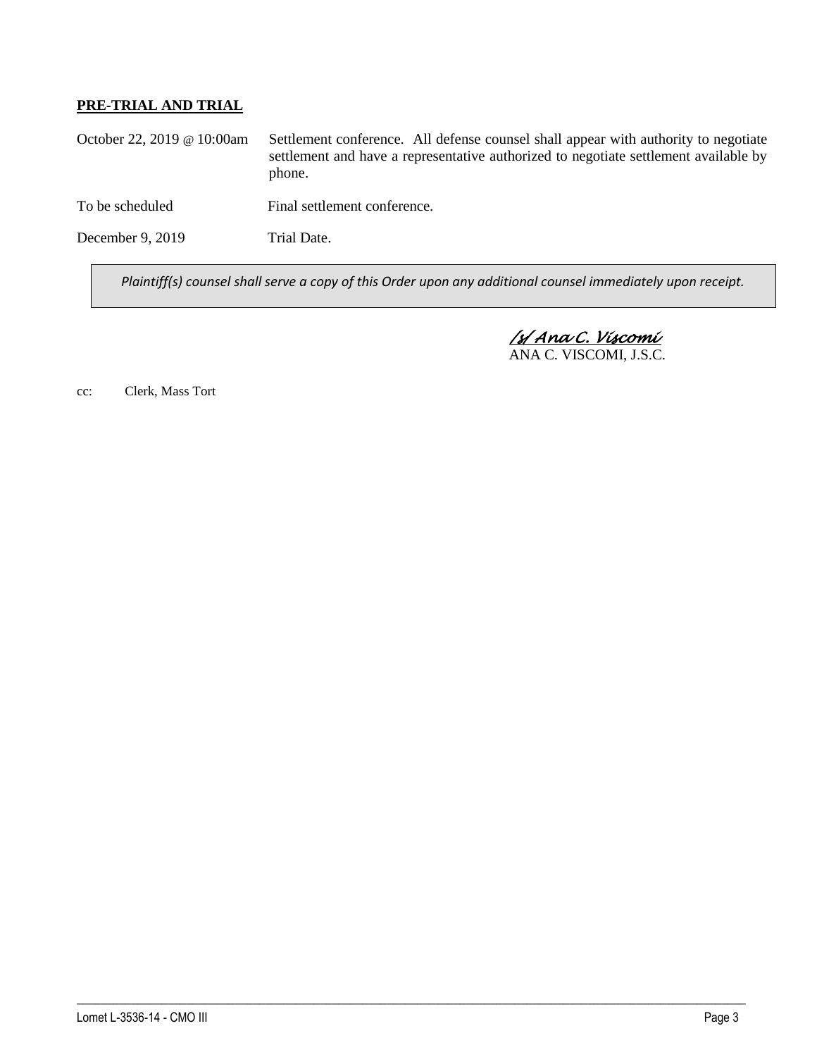**PRE-TRIAL AND TRIAL**

| | |
|---|---|
| October 22, 2019 @ 10:00am | Settlement conference. All defense counsel shall appear with authority to negotiate settlement and have a representative authorized to negotiate settlement available by phone. |
| To be scheduled | Final settlement conference. |
| December 9, 2019 | Trial Date. |

*Plaintiff(s) counsel shall serve a copy of this Order upon any additional counsel immediately upon receipt.*

/s/ Ana C. Viscomi
ANA C. VISCOMI, J.S.C.

cc: Clerk, Mass Tort